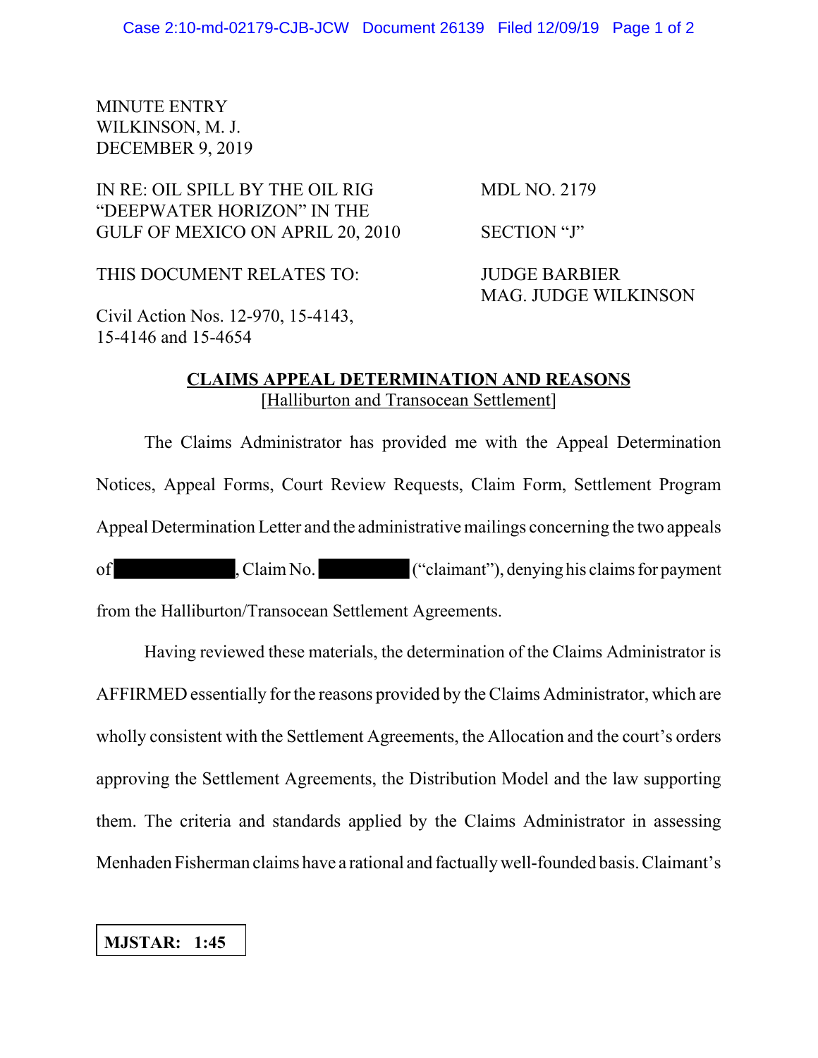MINUTE ENTRY
WILKINSON, M. J.
DECEMBER 9, 2019

| | |
|---|---|
| IN RE: OIL SPILL BY THE OIL RIG "DEEPWATER HORIZON" IN THE GULF OF MEXICO ON APRIL 20, 2010 | MDL NO. 2179 |
| | SECTION "J" |
| THIS DOCUMENT RELATES TO: | JUDGE BARBIER |
| | MAG. JUDGE WILKINSON |
| Civil Action Nos. 12-970, 15-4143, 15-4146 and 15-4654 | |

## CLAIMS APPEAL DETERMINATION AND REASONS
[Halliburton and Transocean Settlement]

The Claims Administrator has provided me with the Appeal Determination Notices, Appeal Forms, Court Review Requests, Claim Form, Settlement Program Appeal Determination Letter and the administrative mailings concerning the two appeals of [REDACTED], Claim No. [REDACTED] ("claimant"), denying his claims for payment from the Halliburton/Transocean Settlement Agreements.

Having reviewed these materials, the determination of the Claims Administrator is AFFIRMED essentially for the reasons provided by the Claims Administrator, which are wholly consistent with the Settlement Agreements, the Allocation and the court's orders approving the Settlement Agreements, the Distribution Model and the law supporting them. The criteria and standards applied by the Claims Administrator in assessing Menhaden Fisherman claims have a rational and factually well-founded basis. Claimant's

**MJSTAR: 1:45**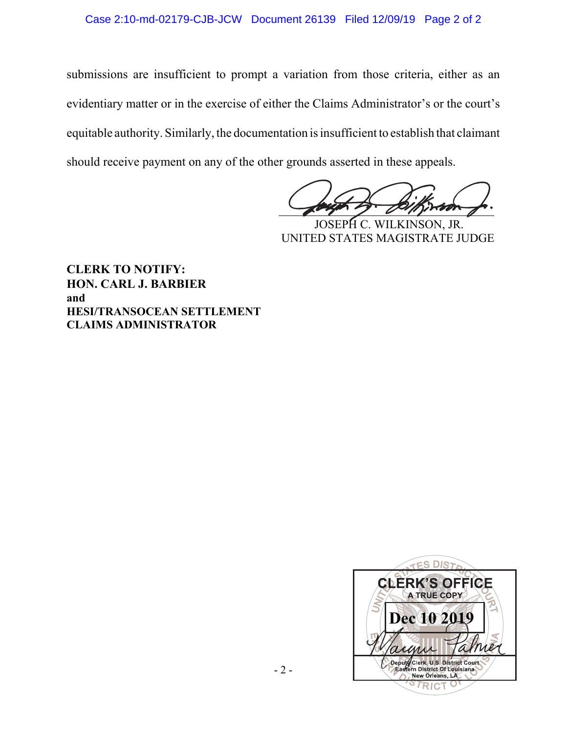submissions are insufficient to prompt a variation from those criteria, either as an evidentiary matter or in the exercise of either the Claims Administrator's or the court's equitable authority. Similarly, the documentation is insufficient to establish that claimant should receive payment on any of the other grounds asserted in these appeals.

JOSEPH C. WILKINSON, JR.
UNITED STATES MAGISTRATE JUDGE

**CLERK TO NOTIFY:**
**HON. CARL J. BARBIER**
**and**
**HESI/TRANSOCEAN SETTLEMENT**
**CLAIMS ADMINISTRATOR**

CLERK'S OFFICE
A TRUE COPY
Dec 10 2019
Deputy Clerk, U.S. District Court
Eastern District Of Louisiana
New Orleans, LA